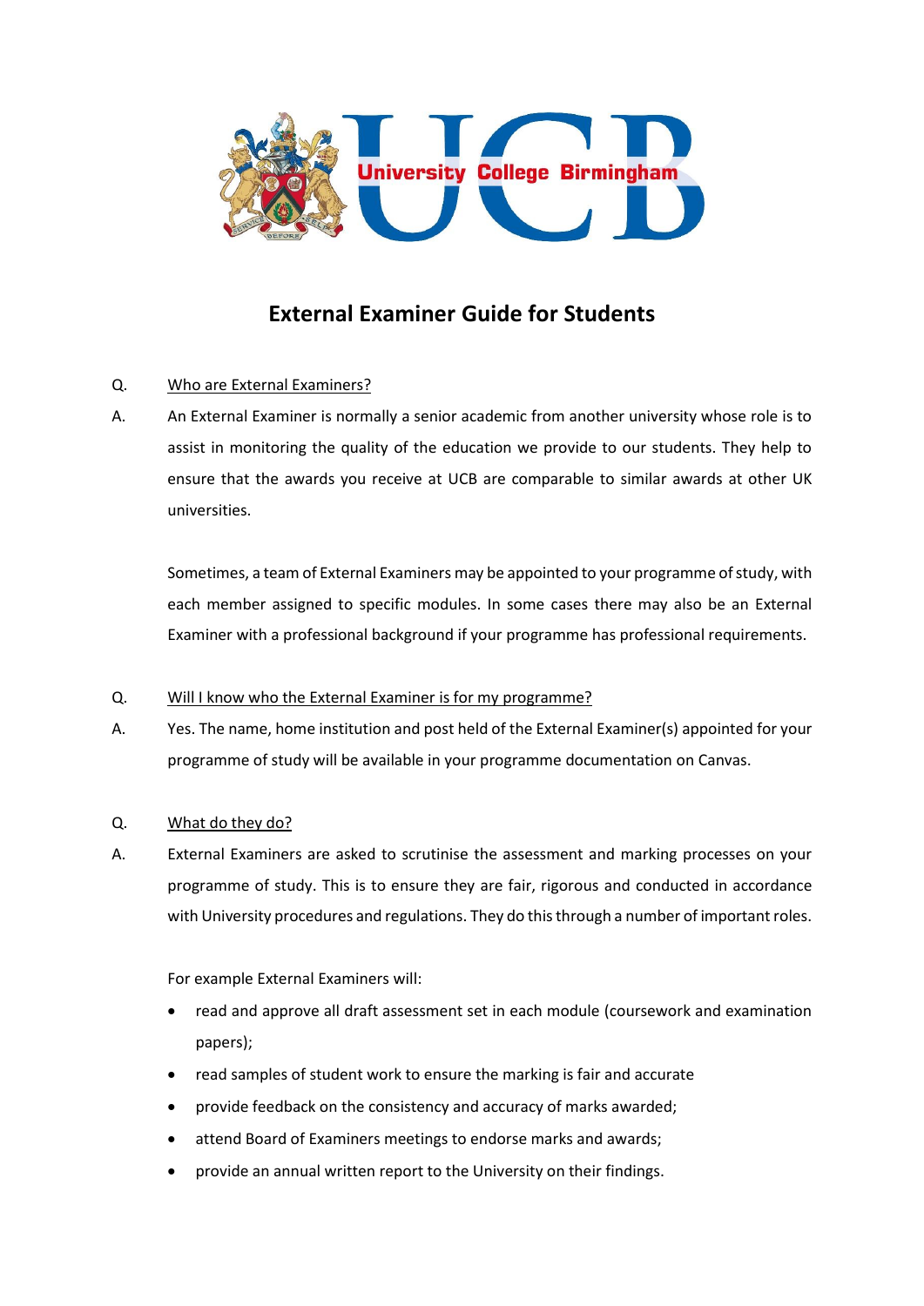University College Birmingham

# External Examiner Guide for Students

Q. Who are External Examiners?

A. An External Examiner is normally a senior academic from another university whose role is to assist in monitoring the quality of the education we provide to our students. They help to ensure that the awards you receive at UCB are comparable to similar awards at other UK universities.

Sometimes, a team of External Examiners may be appointed to your programme of study, with each member assigned to specific modules. In some cases there may also be an External Examiner with a professional background if your programme has professional requirements.

Q. Will I know who the External Examiner is for my programme?

A. Yes. The name, home institution and post held of the External Examiner(s) appointed for your programme of study will be available in your programme documentation on Canvas.

Q. What do they do?

A. External Examiners are asked to scrutinise the assessment and marking processes on your programme of study. This is to ensure they are fair, rigorous and conducted in accordance with University procedures and regulations. They do this through a number of important roles.

For example External Examiners will:

- read and approve all draft assessment set in each module (coursework and examination papers);
- read samples of student work to ensure the marking is fair and accurate
- provide feedback on the consistency and accuracy of marks awarded;
- attend Board of Examiners meetings to endorse marks and awards;
- provide an annual written report to the University on their findings.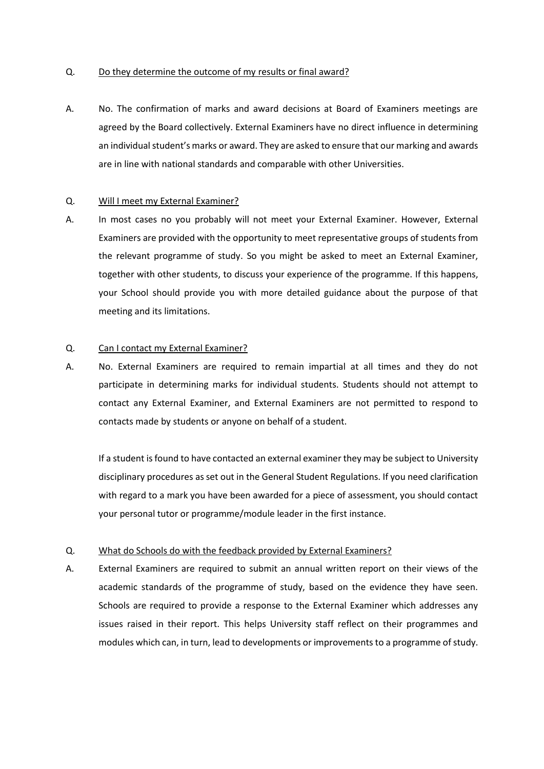Q. <u>Do they determine the outcome of my results or final award?</u>

A. No. The confirmation of marks and award decisions at Board of Examiners meetings are agreed by the Board collectively. External Examiners have no direct influence in determining an individual student's marks or award. They are asked to ensure that our marking and awards are in line with national standards and comparable with other Universities.

Q. <u>Will I meet my External Examiner?</u>

A. In most cases no you probably will not meet your External Examiner. However, External Examiners are provided with the opportunity to meet representative groups of students from the relevant programme of study. So you might be asked to meet an External Examiner, together with other students, to discuss your experience of the programme. If this happens, your School should provide you with more detailed guidance about the purpose of that meeting and its limitations.

Q. <u>Can I contact my External Examiner?</u>

A. No. External Examiners are required to remain impartial at all times and they do not participate in determining marks for individual students. Students should not attempt to contact any External Examiner, and External Examiners are not permitted to respond to contacts made by students or anyone on behalf of a student.

If a student is found to have contacted an external examiner they may be subject to University disciplinary procedures as set out in the General Student Regulations. If you need clarification with regard to a mark you have been awarded for a piece of assessment, you should contact your personal tutor or programme/module leader in the first instance.

Q. <u>What do Schools do with the feedback provided by External Examiners?</u>

A. External Examiners are required to submit an annual written report on their views of the academic standards of the programme of study, based on the evidence they have seen. Schools are required to provide a response to the External Examiner which addresses any issues raised in their report. This helps University staff reflect on their programmes and modules which can, in turn, lead to developments or improvements to a programme of study.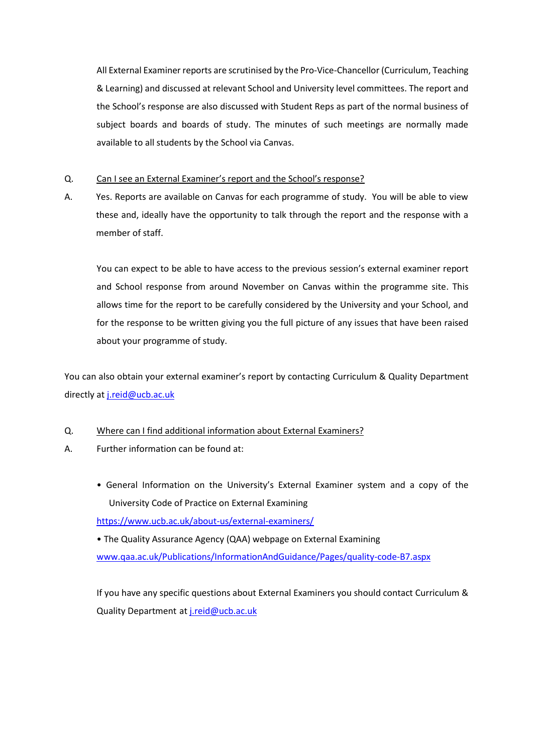All External Examiner reports are scrutinised by the Pro-Vice-Chancellor (Curriculum, Teaching & Learning) and discussed at relevant School and University level committees. The report and the School's response are also discussed with Student Reps as part of the normal business of subject boards and boards of study. The minutes of such meetings are normally made available to all students by the School via Canvas.

Q. Can I see an External Examiner's report and the School's response?

A. Yes. Reports are available on Canvas for each programme of study. You will be able to view these and, ideally have the opportunity to talk through the report and the response with a member of staff.

You can expect to be able to have access to the previous session's external examiner report and School response from around November on Canvas within the programme site. This allows time for the report to be carefully considered by the University and your School, and for the response to be written giving you the full picture of any issues that have been raised about your programme of study.

You can also obtain your external examiner's report by contacting Curriculum & Quality Department directly at j.reid@ucb.ac.uk

Q. Where can I find additional information about External Examiners?

A. Further information can be found at:

- General Information on the University's External Examiner system and a copy of the University Code of Practice on External Examining
  https://www.ucb.ac.uk/about-us/external-examiners/
- The Quality Assurance Agency (QAA) webpage on External Examining
  www.qaa.ac.uk/Publications/InformationAndGuidance/Pages/quality-code-B7.aspx

If you have any specific questions about External Examiners you should contact Curriculum & Quality Department at j.reid@ucb.ac.uk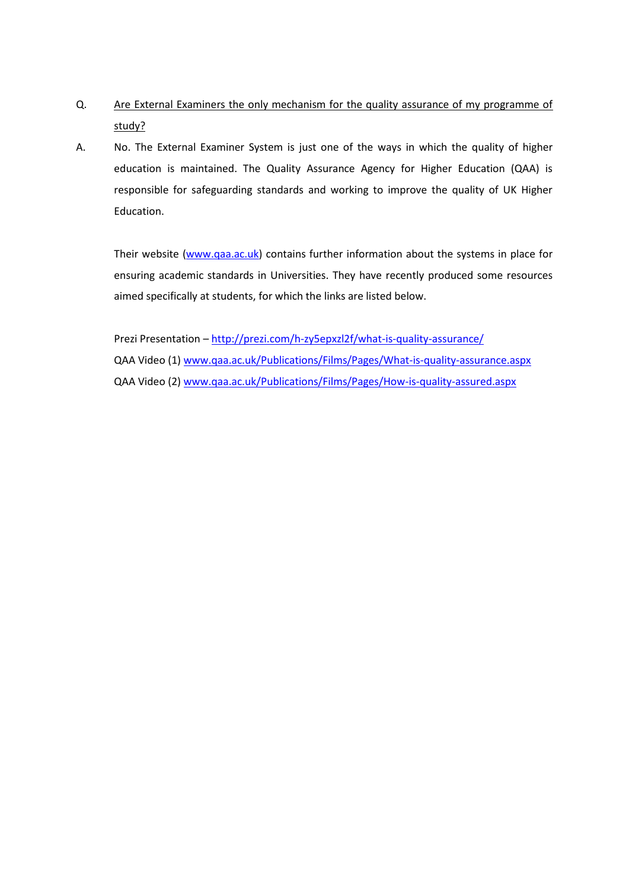Q. <u>Are External Examiners the only mechanism for the quality assurance of my programme of study?</u>

A. No. The External Examiner System is just one of the ways in which the quality of higher education is maintained. The Quality Assurance Agency for Higher Education (QAA) is responsible for safeguarding standards and working to improve the quality of UK Higher Education.

Their website (www.qaa.ac.uk) contains further information about the systems in place for ensuring academic standards in Universities. They have recently produced some resources aimed specifically at students, for which the links are listed below.

Prezi Presentation – http://prezi.com/h-zy5epxzl2f/what-is-quality-assurance/
QAA Video (1) www.qaa.ac.uk/Publications/Films/Pages/What-is-quality-assurance.aspx
QAA Video (2) www.qaa.ac.uk/Publications/Films/Pages/How-is-quality-assured.aspx